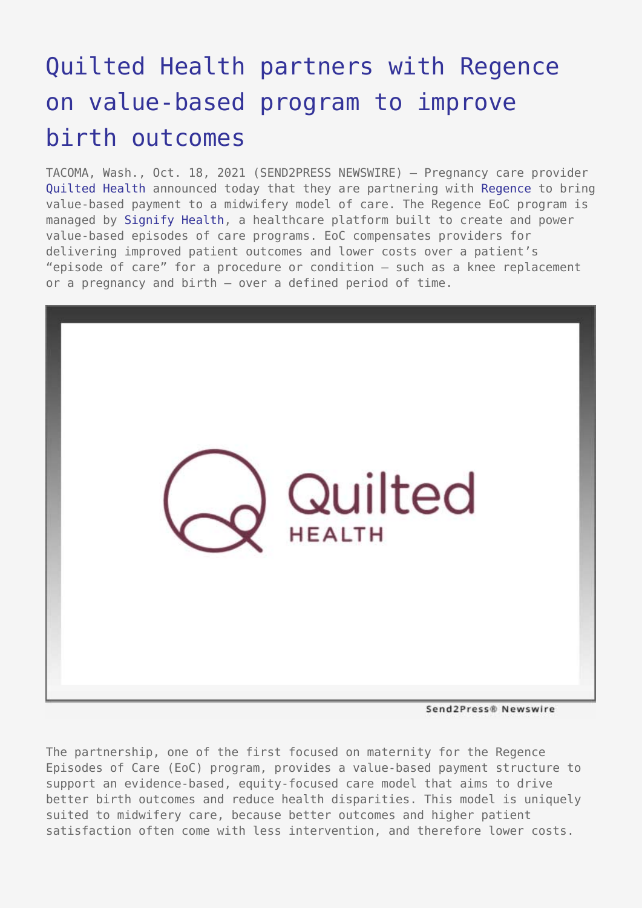# Quilted Health partners with Regence on value-based program to improve birth outcomes

TACOMA, Wash., Oct. 18, 2021 (SEND2PRESS NEWSWIRE) — Pregnancy care provider Quilted Health announced today that they are partnering with Regence to bring value-based payment to a midwifery model of care. The Regence EoC program is managed by Signify Health, a healthcare platform built to create and power value-based episodes of care programs. EoC compensates providers for delivering improved patient outcomes and lower costs over a patient's "episode of care" for a procedure or condition — such as a knee replacement or a pregnancy and birth — over a defined period of time.

The partnership, one of the first focused on maternity for the Regence Episodes of Care (EoC) program, provides a value-based payment structure to support an evidence-based, equity-focused care model that aims to drive better birth outcomes and reduce health disparities. This model is uniquely suited to midwifery care, because better outcomes and higher patient satisfaction often come with less intervention, and therefore lower costs.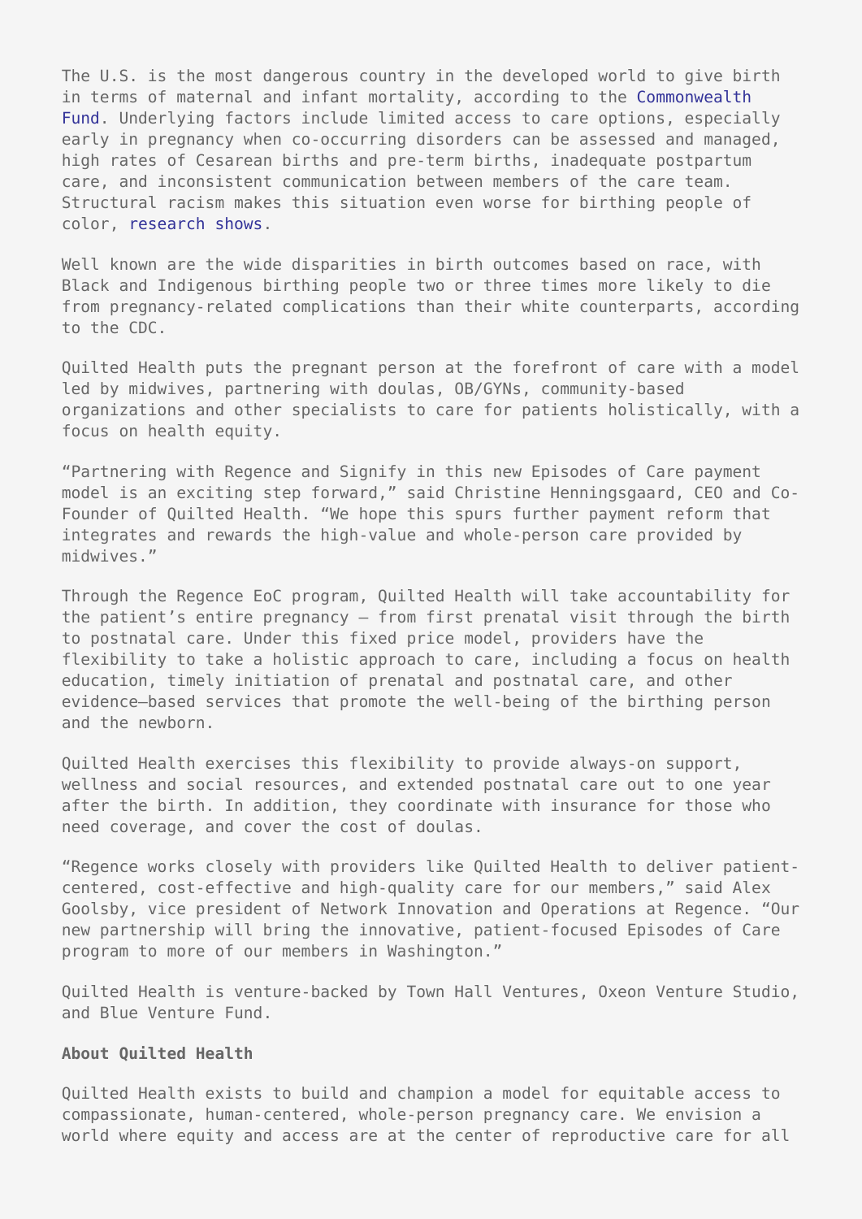The U.S. is the most dangerous country in the developed world to give birth in terms of maternal and infant mortality, according to the Commonwealth Fund. Underlying factors include limited access to care options, especially early in pregnancy when co-occurring disorders can be assessed and managed, high rates of Cesarean births and pre-term births, inadequate postpartum care, and inconsistent communication between members of the care team. Structural racism makes this situation even worse for birthing people of color, research shows.

Well known are the wide disparities in birth outcomes based on race, with Black and Indigenous birthing people two or three times more likely to die from pregnancy-related complications than their white counterparts, according to the CDC.

Quilted Health puts the pregnant person at the forefront of care with a model led by midwives, partnering with doulas, OB/GYNs, community-based organizations and other specialists to care for patients holistically, with a focus on health equity.

"Partnering with Regence and Signify in this new Episodes of Care payment model is an exciting step forward," said Christine Henningsgaard, CEO and Co-Founder of Quilted Health. "We hope this spurs further payment reform that integrates and rewards the high-value and whole-person care provided by midwives."

Through the Regence EoC program, Quilted Health will take accountability for the patient's entire pregnancy – from first prenatal visit through the birth to postnatal care. Under this fixed price model, providers have the flexibility to take a holistic approach to care, including a focus on health education, timely initiation of prenatal and postnatal care, and other evidence–based services that promote the well-being of the birthing person and the newborn.

Quilted Health exercises this flexibility to provide always-on support, wellness and social resources, and extended postnatal care out to one year after the birth. In addition, they coordinate with insurance for those who need coverage, and cover the cost of doulas.

"Regence works closely with providers like Quilted Health to deliver patient-centered, cost-effective and high-quality care for our members," said Alex Goolsby, vice president of Network Innovation and Operations at Regence. "Our new partnership will bring the innovative, patient-focused Episodes of Care program to more of our members in Washington."

Quilted Health is venture-backed by Town Hall Ventures, Oxeon Venture Studio, and Blue Venture Fund.

**About Quilted Health**

Quilted Health exists to build and champion a model for equitable access to compassionate, human-centered, whole-person pregnancy care. We envision a world where equity and access are at the center of reproductive care for all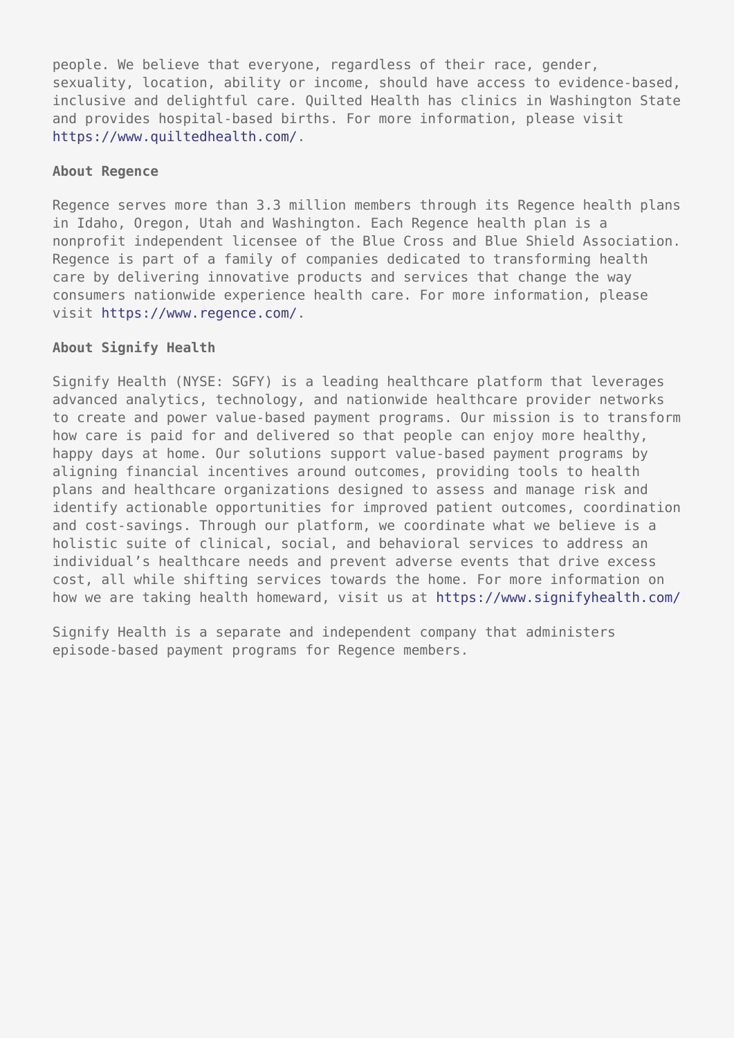people. We believe that everyone, regardless of their race, gender, sexuality, location, ability or income, should have access to evidence-based, inclusive and delightful care. Quilted Health has clinics in Washington State and provides hospital-based births. For more information, please visit https://www.quiltedhealth.com/.

**About Regence**

Regence serves more than 3.3 million members through its Regence health plans in Idaho, Oregon, Utah and Washington. Each Regence health plan is a nonprofit independent licensee of the Blue Cross and Blue Shield Association. Regence is part of a family of companies dedicated to transforming health care by delivering innovative products and services that change the way consumers nationwide experience health care. For more information, please visit https://www.regence.com/.

**About Signify Health**

Signify Health (NYSE: SGFY) is a leading healthcare platform that leverages advanced analytics, technology, and nationwide healthcare provider networks to create and power value-based payment programs. Our mission is to transform how care is paid for and delivered so that people can enjoy more healthy, happy days at home. Our solutions support value-based payment programs by aligning financial incentives around outcomes, providing tools to health plans and healthcare organizations designed to assess and manage risk and identify actionable opportunities for improved patient outcomes, coordination and cost-savings. Through our platform, we coordinate what we believe is a holistic suite of clinical, social, and behavioral services to address an individual's healthcare needs and prevent adverse events that drive excess cost, all while shifting services towards the home. For more information on how we are taking health homeward, visit us at https://www.signifyhealth.com/

Signify Health is a separate and independent company that administers episode-based payment programs for Regence members.